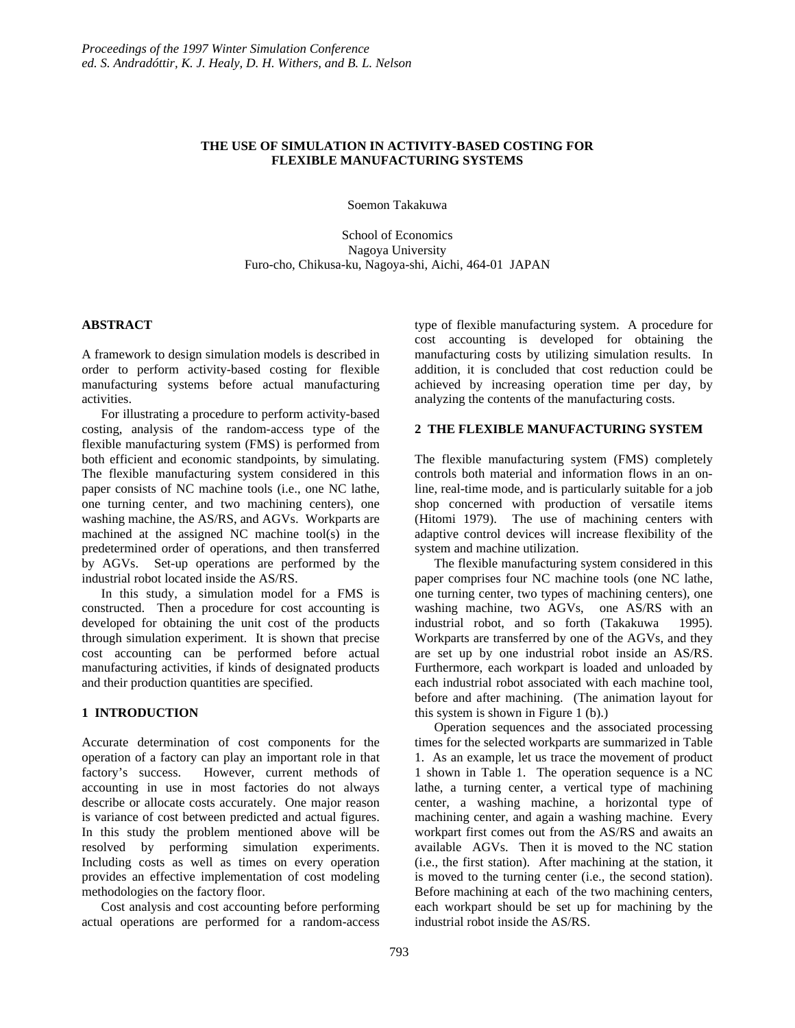*Proceedings of the 1997 Winter Simulation Conference*
*ed. S. Andradóttir, K. J. Healy, D. H. Withers, and B. L. Nelson*

# THE USE OF SIMULATION IN ACTIVITY-BASED COSTING FOR FLEXIBLE MANUFACTURING SYSTEMS

Soemon Takakuwa

School of Economics
Nagoya University
Furo-cho, Chikusa-ku, Nagoya-shi, Aichi, 464-01 JAPAN

## ABSTRACT

A framework to design simulation models is described in order to perform activity-based costing for flexible manufacturing systems before actual manufacturing activities.

For illustrating a procedure to perform activity-based costing, analysis of the random-access type of the flexible manufacturing system (FMS) is performed from both efficient and economic standpoints, by simulating. The flexible manufacturing system considered in this paper consists of NC machine tools (i.e., one NC lathe, one turning center, and two machining centers), one washing machine, the AS/RS, and AGVs. Workparts are machined at the assigned NC machine tool(s) in the predetermined order of operations, and then transferred by AGVs. Set-up operations are performed by the industrial robot located inside the AS/RS.

In this study, a simulation model for a FMS is constructed. Then a procedure for cost accounting is developed for obtaining the unit cost of the products through simulation experiment. It is shown that precise cost accounting can be performed before actual manufacturing activities, if kinds of designated products and their production quantities are specified.

## 1 INTRODUCTION

Accurate determination of cost components for the operation of a factory can play an important role in that factory's success. However, current methods of accounting in use in most factories do not always describe or allocate costs accurately. One major reason is variance of cost between predicted and actual figures. In this study the problem mentioned above will be resolved by performing simulation experiments. Including costs as well as times on every operation provides an effective implementation of cost modeling methodologies on the factory floor.

Cost analysis and cost accounting before performing actual operations are performed for a random-access type of flexible manufacturing system. A procedure for cost accounting is developed for obtaining the manufacturing costs by utilizing simulation results. In addition, it is concluded that cost reduction could be achieved by increasing operation time per day, by analyzing the contents of the manufacturing costs.

## 2 THE FLEXIBLE MANUFACTURING SYSTEM

The flexible manufacturing system (FMS) completely controls both material and information flows in an on-line, real-time mode, and is particularly suitable for a job shop concerned with production of versatile items (Hitomi 1979). The use of machining centers with adaptive control devices will increase flexibility of the system and machine utilization.

The flexible manufacturing system considered in this paper comprises four NC machine tools (one NC lathe, one turning center, two types of machining centers), one washing machine, two AGVs, one AS/RS with an industrial robot, and so forth (Takakuwa 1995). Workparts are transferred by one of the AGVs, and they are set up by one industrial robot inside an AS/RS. Furthermore, each workpart is loaded and unloaded by each industrial robot associated with each machine tool, before and after machining. (The animation layout for this system is shown in Figure 1 (b).)

Operation sequences and the associated processing times for the selected workparts are summarized in Table 1. As an example, let us trace the movement of product 1 shown in Table 1. The operation sequence is a NC lathe, a turning center, a vertical type of machining center, a washing machine, a horizontal type of machining center, and again a washing machine. Every workpart first comes out from the AS/RS and awaits an available AGVs. Then it is moved to the NC station (i.e., the first station). After machining at the station, it is moved to the turning center (i.e., the second station). Before machining at each of the two machining centers, each workpart should be set up for machining by the industrial robot inside the AS/RS.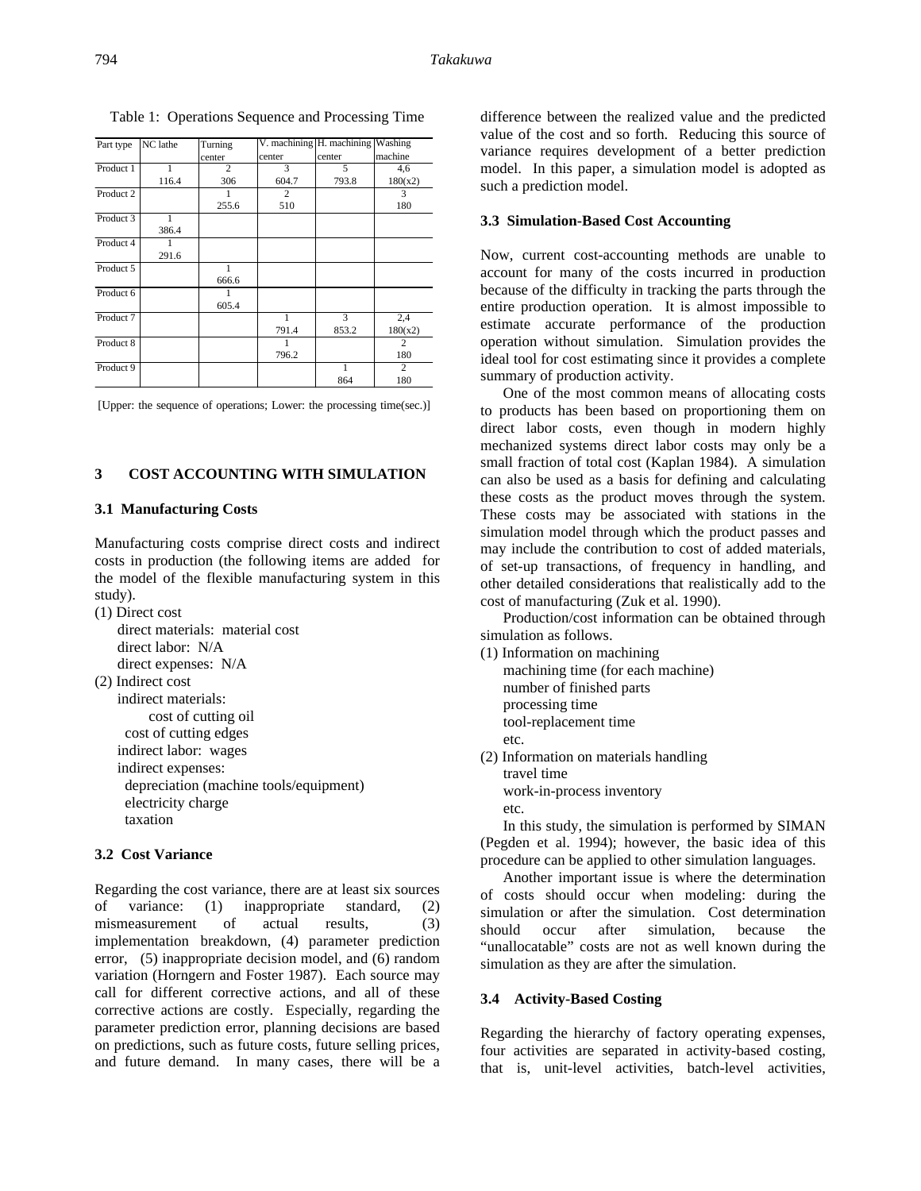Table 1: Operations Sequence and Processing Time

| Part type | NC lathe | Turning center | V. machining center | H. machining center | Washing machine |
|---|---|---|---|---|---|
| Product 1 | 1<br>116.4 | 2<br>306 | 3<br>604.7 | 5<br>793.8 | 4,6<br>180(x2) |
| Product 2 | | 1<br>255.6 | 2<br>510 | | 3<br>180 |
| Product 3 | 1<br>386.4 | | | | |
| Product 4 | 1<br>291.6 | | | | |
| Product 5 | | 1<br>666.6 | | | |
| Product 6 | | 1<br>605.4 | | | |
| Product 7 | | | 1<br>791.4 | 3<br>853.2 | 2,4<br>180(x2) |
| Product 8 | | | 1<br>796.2 | | 2<br>180 |
| Product 9 | | | | 1<br>864 | 2<br>180 |

[Upper: the sequence of operations; Lower: the processing time(sec.)]

## 3 COST ACCOUNTING WITH SIMULATION

### 3.1 Manufacturing Costs

Manufacturing costs comprise direct costs and indirect costs in production (the following items are added for the model of the flexible manufacturing system in this study).

(1) Direct cost
- direct materials: material cost
- direct labor: N/A
- direct expenses: N/A

(2) Indirect cost
- indirect materials:
  - cost of cutting oil
  - cost of cutting edges
- indirect labor: wages
- indirect expenses:
  - depreciation (machine tools/equipment)
  - electricity charge
  - taxation

### 3.2 Cost Variance

Regarding the cost variance, there are at least six sources of variance: (1) inappropriate standard, (2) mismeasurement of actual results, (3) implementation breakdown, (4) parameter prediction error, (5) inappropriate decision model, and (6) random variation (Horngern and Foster 1987). Each source may call for different corrective actions, and all of these corrective actions are costly. Especially, regarding the parameter prediction error, planning decisions are based on predictions, such as future costs, future selling prices, and future demand. In many cases, there will be a difference between the realized value and the predicted value of the cost and so forth. Reducing this source of variance requires development of a better prediction model. In this paper, a simulation model is adopted as such a prediction model.

### 3.3 Simulation-Based Cost Accounting

Now, current cost-accounting methods are unable to account for many of the costs incurred in production because of the difficulty in tracking the parts through the entire production operation. It is almost impossible to estimate accurate performance of the production operation without simulation. Simulation provides the ideal tool for cost estimating since it provides a complete summary of production activity.

One of the most common means of allocating costs to products has been based on proportioning them on direct labor costs, even though in modern highly mechanized systems direct labor costs may only be a small fraction of total cost (Kaplan 1984). A simulation can also be used as a basis for defining and calculating these costs as the product moves through the system. These costs may be associated with stations in the simulation model through which the product passes and may include the contribution to cost of added materials, of set-up transactions, of frequency in handling, and other detailed considerations that realistically add to the cost of manufacturing (Zuk et al. 1990).

Production/cost information can be obtained through simulation as follows.

(1) Information on machining
- machining time (for each machine)
- number of finished parts
- processing time
- tool-replacement time
- etc.

(2) Information on materials handling
- travel time
- work-in-process inventory
- etc.

In this study, the simulation is performed by SIMAN (Pegden et al. 1994); however, the basic idea of this procedure can be applied to other simulation languages.

Another important issue is where the determination of costs should occur when modeling: during the simulation or after the simulation. Cost determination should occur after simulation, because the "unallocatable" costs are not as well known during the simulation as they are after the simulation.

### 3.4 Activity-Based Costing

Regarding the hierarchy of factory operating expenses, four activities are separated in activity-based costing, that is, unit-level activities, batch-level activities,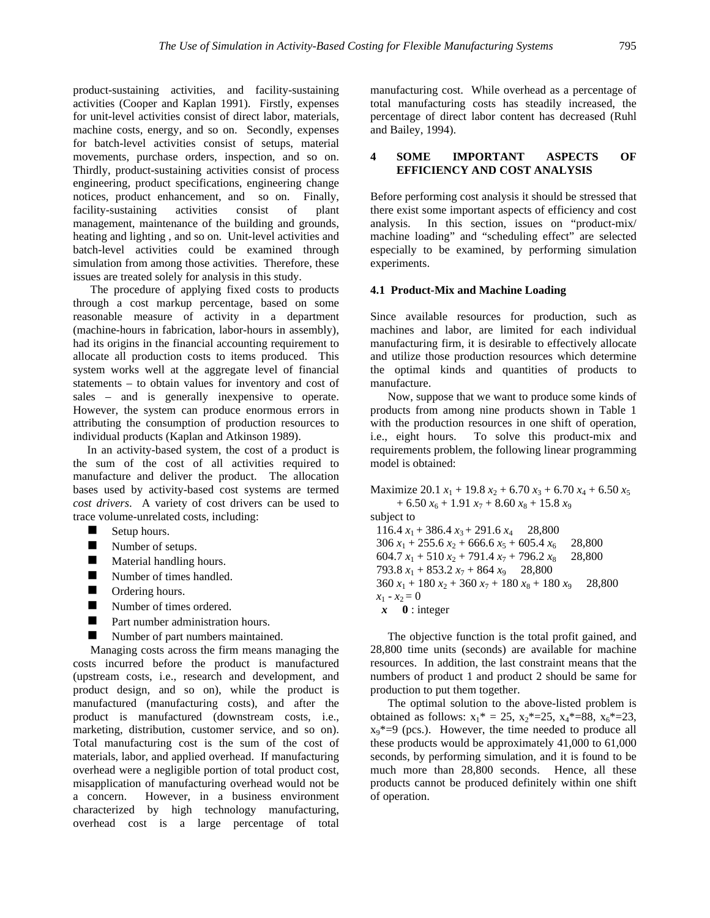product-sustaining activities, and facility-sustaining activities (Cooper and Kaplan 1991). Firstly, expenses for unit-level activities consist of direct labor, materials, machine costs, energy, and so on. Secondly, expenses for batch-level activities consist of setups, material movements, purchase orders, inspection, and so on. Thirdly, product-sustaining activities consist of process engineering, product specifications, engineering change notices, product enhancement, and so on. Finally, facility-sustaining activities consist of plant management, maintenance of the building and grounds, heating and lighting , and so on. Unit-level activities and batch-level activities could be examined through simulation from among those activities. Therefore, these issues are treated solely for analysis in this study.

The procedure of applying fixed costs to products through a cost markup percentage, based on some reasonable measure of activity in a department (machine-hours in fabrication, labor-hours in assembly), had its origins in the financial accounting requirement to allocate all production costs to items produced. This system works well at the aggregate level of financial statements – to obtain values for inventory and cost of sales – and is generally inexpensive to operate. However, the system can produce enormous errors in attributing the consumption of production resources to individual products (Kaplan and Atkinson 1989).

In an activity-based system, the cost of a product is the sum of the cost of all activities required to manufacture and deliver the product. The allocation bases used by activity-based cost systems are termed *cost drivers*. A variety of cost drivers can be used to trace volume-unrelated costs, including:

- Setup hours.
- Number of setups.
- Material handling hours.
- Number of times handled.
- Ordering hours.
- Number of times ordered.
- Part number administration hours.
- Number of part numbers maintained.

Managing costs across the firm means managing the costs incurred before the product is manufactured (upstream costs, i.e., research and development, and product design, and so on), while the product is manufactured (manufacturing costs), and after the product is manufactured (downstream costs, i.e., marketing, distribution, customer service, and so on). Total manufacturing cost is the sum of the cost of materials, labor, and applied overhead. If manufacturing overhead were a negligible portion of total product cost, misapplication of manufacturing overhead would not be a concern. However, in a business environment characterized by high technology manufacturing, overhead cost is a large percentage of total manufacturing cost. While overhead as a percentage of total manufacturing costs has steadily increased, the percentage of direct labor content has decreased (Ruhl and Bailey, 1994).

## 4 SOME IMPORTANT ASPECTS OF EFFICIENCY AND COST ANALYSIS

Before performing cost analysis it should be stressed that there exist some important aspects of efficiency and cost analysis. In this section, issues on "product-mix/ machine loading" and "scheduling effect" are selected especially to be examined, by performing simulation experiments.

### 4.1 Product-Mix and Machine Loading

Since available resources for production, such as machines and labor, are limited for each individual manufacturing firm, it is desirable to effectively allocate and utilize those production resources which determine the optimal kinds and quantities of products to manufacture.

Now, suppose that we want to produce some kinds of products from among nine products shown in Table 1 with the production resources in one shift of operation, i.e., eight hours. To solve this product-mix and requirements problem, the following linear programming model is obtained:

$$\text{Maximize } 20.1\, x_1 + 19.8\, x_2 + 6.70\, x_3 + 6.70\, x_4 + 6.50\, x_5 + 6.50\, x_6 + 1.91\, x_7 + 8.60\, x_8 + 15.8\, x_9$$

subject to

$$116.4\, x_1 + 386.4\, x_3 + 291.6\, x_4 \quad 28{,}800$$
$$306\, x_1 + 255.6\, x_2 + 666.6\, x_5 + 605.4\, x_6 \quad 28{,}800$$
$$604.7\, x_1 + 510\, x_2 + 791.4\, x_7 + 796.2\, x_8 \quad 28{,}800$$
$$793.8\, x_1 + 853.2\, x_7 + 864\, x_9 \quad 28{,}800$$
$$360\, x_1 + 180\, x_2 + 360\, x_7 + 180\, x_8 + 180\, x_9 \quad 28{,}800$$
$$x_1 - x_2 = 0$$
$$\boldsymbol{x} \quad \boldsymbol{0} : \text{integer}$$

The objective function is the total profit gained, and 28,800 time units (seconds) are available for machine resources. In addition, the last constraint means that the numbers of product 1 and product 2 should be same for production to put them together.

The optimal solution to the above-listed problem is obtained as follows: $x_1^* = 25$, $x_2^*=25$, $x_4^*=88$, $x_6^*=23$, $x_9^*=9$ (pcs.). However, the time needed to produce all these products would be approximately 41,000 to 61,000 seconds, by performing simulation, and it is found to be much more than 28,800 seconds. Hence, all these products cannot be produced definitely within one shift of operation.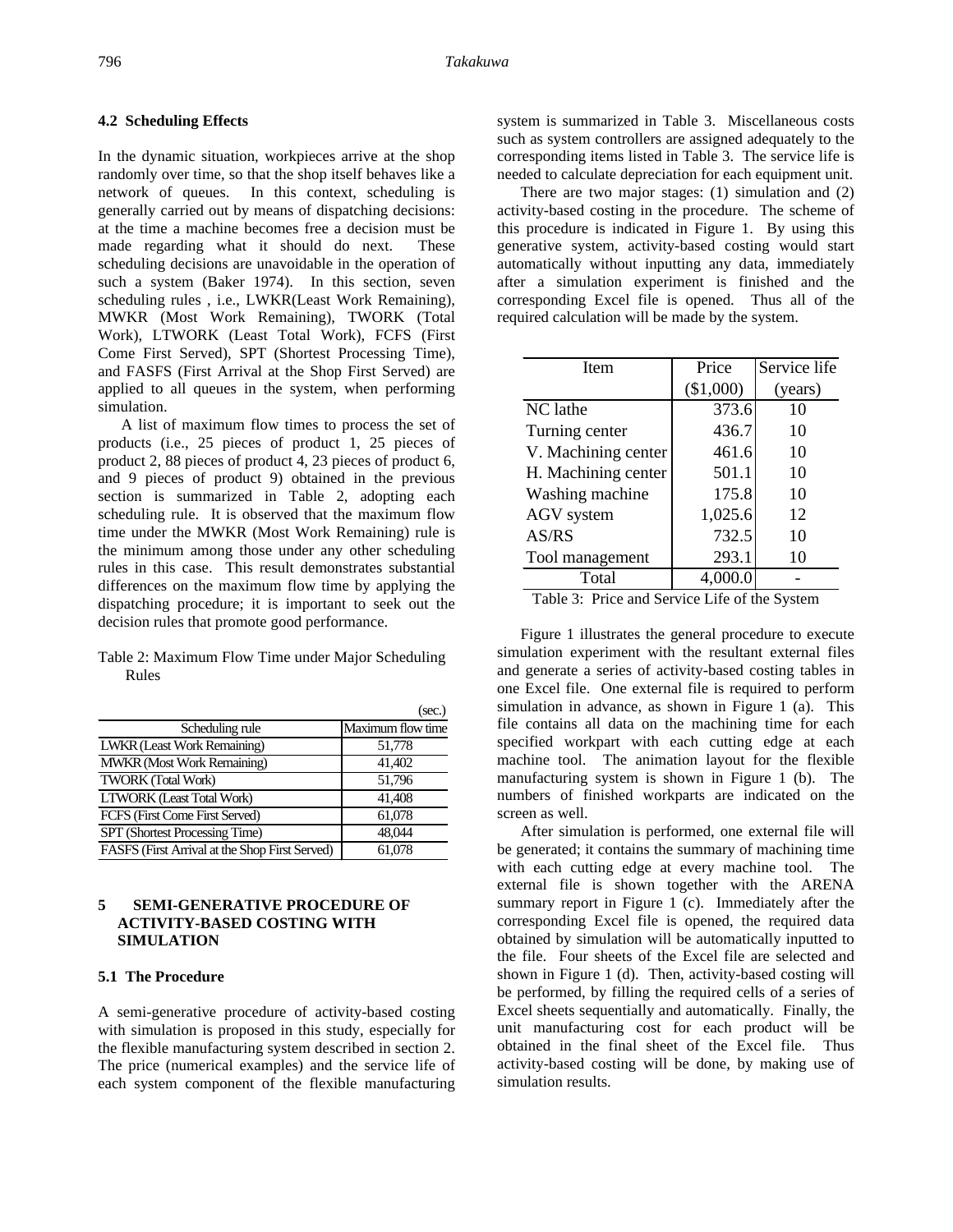### 4.2 Scheduling Effects

In the dynamic situation, workpieces arrive at the shop randomly over time, so that the shop itself behaves like a network of queues. In this context, scheduling is generally carried out by means of dispatching decisions: at the time a machine becomes free a decision must be made regarding what it should do next. These scheduling decisions are unavoidable in the operation of such a system (Baker 1974). In this section, seven scheduling rules , i.e., LWKR(Least Work Remaining), MWKR (Most Work Remaining), TWORK (Total Work), LTWORK (Least Total Work), FCFS (First Come First Served), SPT (Shortest Processing Time), and FASFS (First Arrival at the Shop First Served) are applied to all queues in the system, when performing simulation.

A list of maximum flow times to process the set of products (i.e., 25 pieces of product 1, 25 pieces of product 2, 88 pieces of product 4, 23 pieces of product 6, and 9 pieces of product 9) obtained in the previous section is summarized in Table 2, adopting each scheduling rule. It is observed that the maximum flow time under the MWKR (Most Work Remaining) rule is the minimum among those under any other scheduling rules in this case. This result demonstrates substantial differences on the maximum flow time by applying the dispatching procedure; it is important to seek out the decision rules that promote good performance.

Table 2: Maximum Flow Time under Major Scheduling Rules

(sec.)

| Scheduling rule | Maximum flow time |
|---|---|
| LWKR (Least Work Remaining) | 51,778 |
| MWKR (Most Work Remaining) | 41,402 |
| TWORK (Total Work) | 51,796 |
| LTWORK (Least Total Work) | 41,408 |
| FCFS (First Come First Served) | 61,078 |
| SPT (Shortest Processing Time) | 48,044 |
| FASFS (First Arrival at the Shop First Served) | 61,078 |

## 5 SEMI-GENERATIVE PROCEDURE OF ACTIVITY-BASED COSTING WITH SIMULATION

### 5.1 The Procedure

A semi-generative procedure of activity-based costing with simulation is proposed in this study, especially for the flexible manufacturing system described in section 2. The price (numerical examples) and the service life of each system component of the flexible manufacturing system is summarized in Table 3. Miscellaneous costs such as system controllers are assigned adequately to the corresponding items listed in Table 3. The service life is needed to calculate depreciation for each equipment unit.

There are two major stages: (1) simulation and (2) activity-based costing in the procedure. The scheme of this procedure is indicated in Figure 1. By using this generative system, activity-based costing would start automatically without inputting any data, immediately after a simulation experiment is finished and the corresponding Excel file is opened. Thus all of the required calculation will be made by the system.

| Item | Price ($1,000) | Service life (years) |
|---|---|---|
| NC lathe | 373.6 | 10 |
| Turning center | 436.7 | 10 |
| V. Machining center | 461.6 | 10 |
| H. Machining center | 501.1 | 10 |
| Washing machine | 175.8 | 10 |
| AGV system | 1,025.6 | 12 |
| AS/RS | 732.5 | 10 |
| Tool management | 293.1 | 10 |
| Total | 4,000.0 | - |

Table 3: Price and Service Life of the System

Figure 1 illustrates the general procedure to execute simulation experiment with the resultant external files and generate a series of activity-based costing tables in one Excel file. One external file is required to perform simulation in advance, as shown in Figure 1 (a). This file contains all data on the machining time for each specified workpart with each cutting edge at each machine tool. The animation layout for the flexible manufacturing system is shown in Figure 1 (b). The numbers of finished workparts are indicated on the screen as well.

After simulation is performed, one external file will be generated; it contains the summary of machining time with each cutting edge at every machine tool. The external file is shown together with the ARENA summary report in Figure 1 (c). Immediately after the corresponding Excel file is opened, the required data obtained by simulation will be automatically inputted to the file. Four sheets of the Excel file are selected and shown in Figure 1 (d). Then, activity-based costing will be performed, by filling the required cells of a series of Excel sheets sequentially and automatically. Finally, the unit manufacturing cost for each product will be obtained in the final sheet of the Excel file. Thus activity-based costing will be done, by making use of simulation results.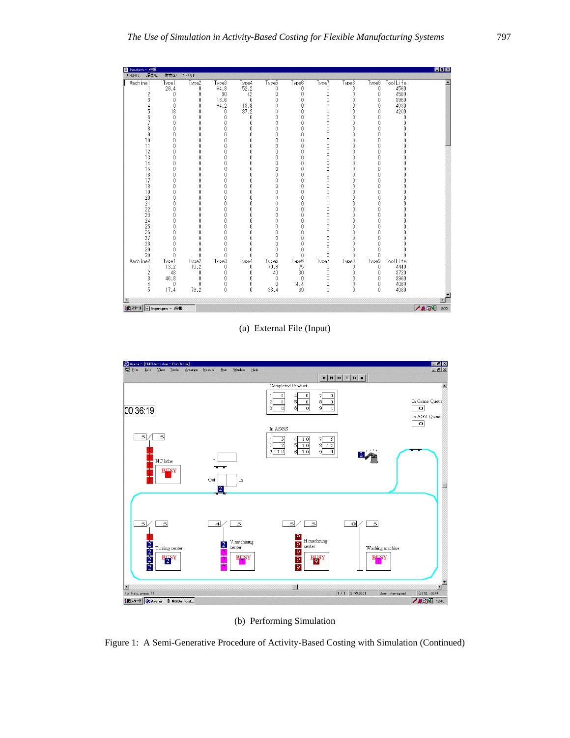(a) External File (Input)

(b) Performing Simulation

Figure 1: A Semi-Generative Procedure of Activity-Based Costing with Simulation (Continued)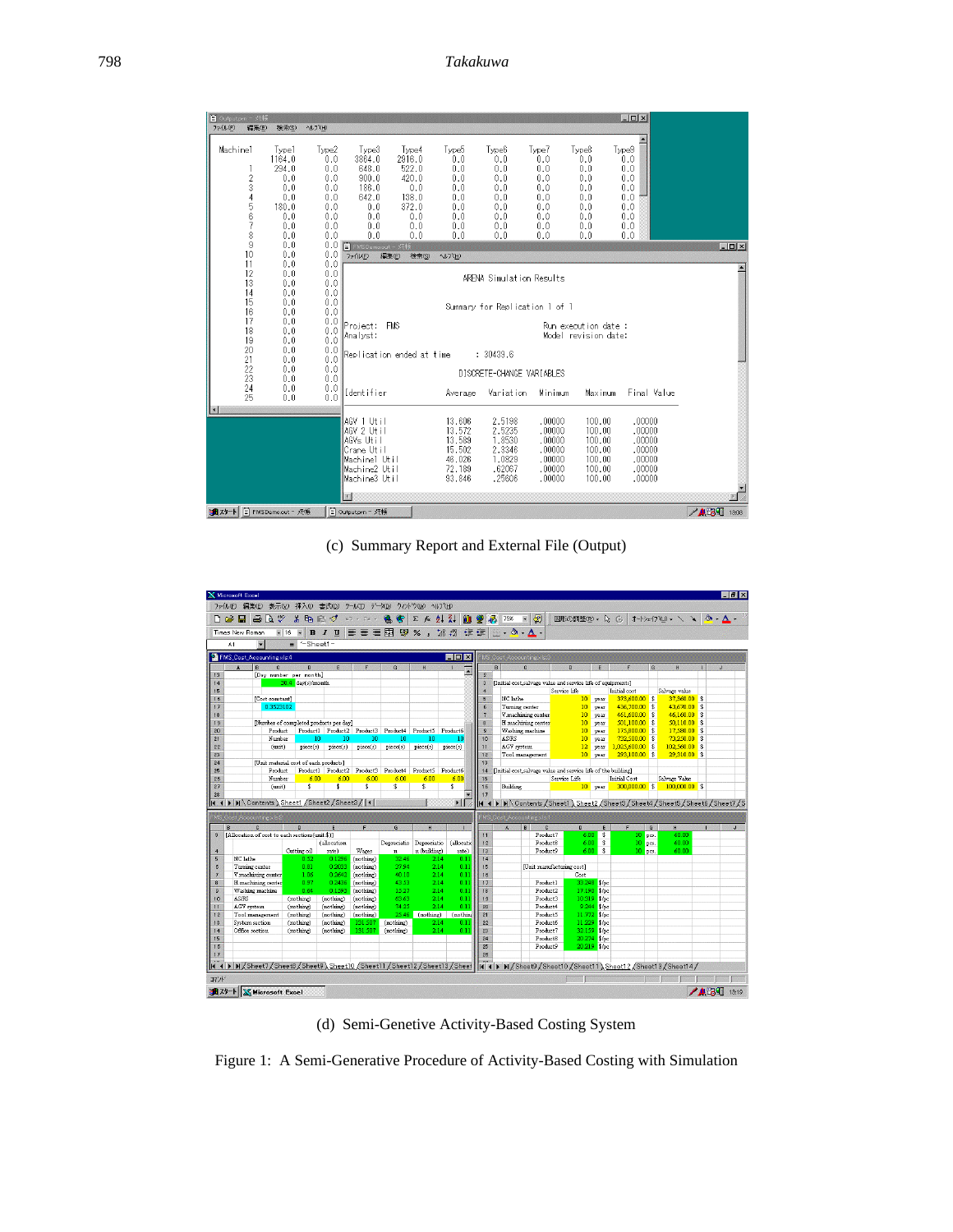(c) Summary Report and External File (Output)

(d) Semi-Genetive Activity-Based Costing System

Figure 1: A Semi-Generative Procedure of Activity-Based Costing with Simulation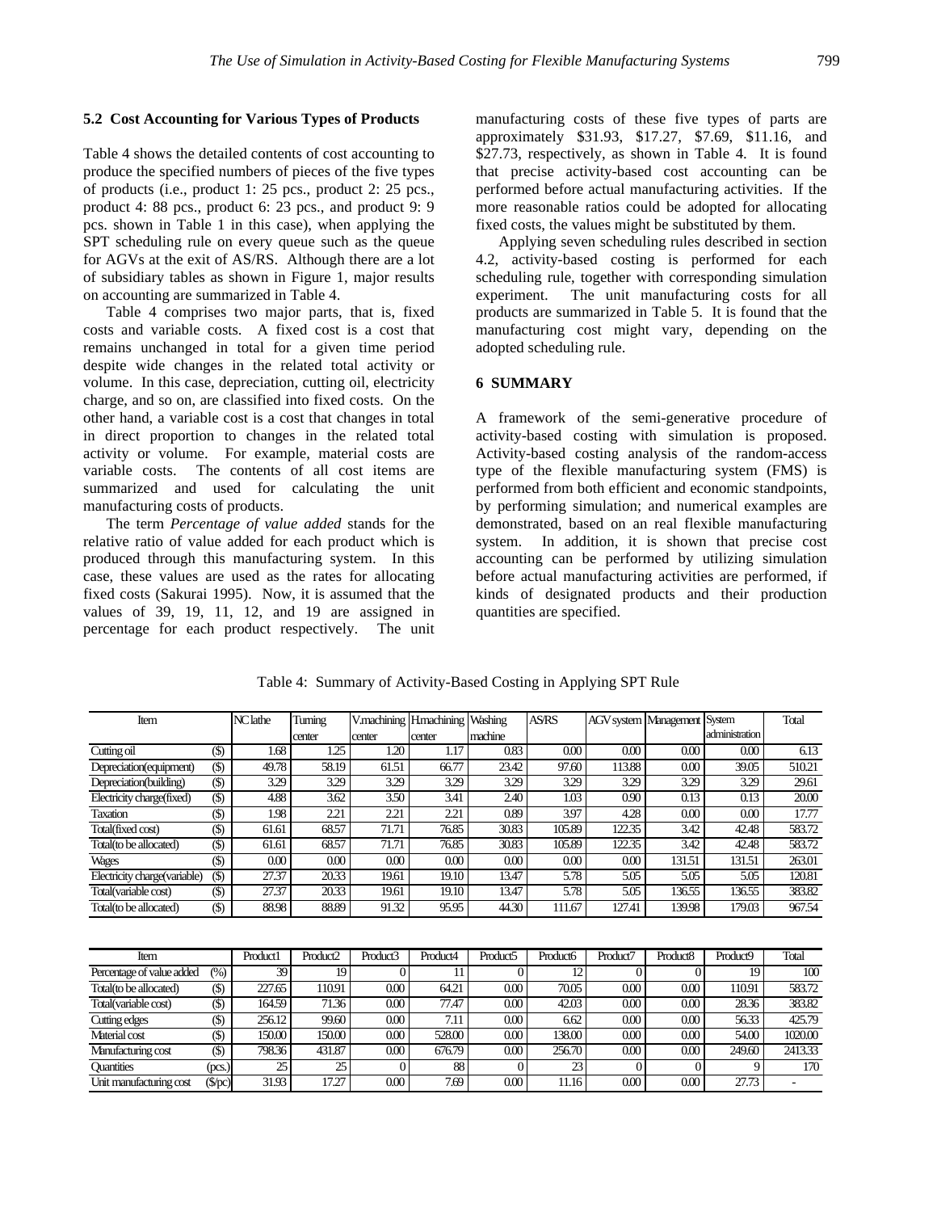### 5.2 Cost Accounting for Various Types of Products

Table 4 shows the detailed contents of cost accounting to produce the specified numbers of pieces of the five types of products (i.e., product 1: 25 pcs., product 2: 25 pcs., product 4: 88 pcs., product 6: 23 pcs., and product 9: 9 pcs. shown in Table 1 in this case), when applying the SPT scheduling rule on every queue such as the queue for AGVs at the exit of AS/RS. Although there are a lot of subsidiary tables as shown in Figure 1, major results on accounting are summarized in Table 4.

Table 4 comprises two major parts, that is, fixed costs and variable costs. A fixed cost is a cost that remains unchanged in total for a given time period despite wide changes in the related total activity or volume. In this case, depreciation, cutting oil, electricity charge, and so on, are classified into fixed costs. On the other hand, a variable cost is a cost that changes in total in direct proportion to changes in the related total activity or volume. For example, material costs are variable costs. The contents of all cost items are summarized and used for calculating the unit manufacturing costs of products.

The term *Percentage of value added* stands for the relative ratio of value added for each product which is produced through this manufacturing system. In this case, these values are used as the rates for allocating fixed costs (Sakurai 1995). Now, it is assumed that the values of 39, 19, 11, 12, and 19 are assigned in percentage for each product respectively. The unit manufacturing costs of these five types of parts are approximately \$31.93, \$17.27, \$7.69, \$11.16, and \$27.73, respectively, as shown in Table 4. It is found that precise activity-based cost accounting can be performed before actual manufacturing activities. If the more reasonable ratios could be adopted for allocating fixed costs, the values might be substituted by them.

Applying seven scheduling rules described in section 4.2, activity-based costing is performed for each scheduling rule, together with corresponding simulation experiment. The unit manufacturing costs for all products are summarized in Table 5. It is found that the manufacturing cost might vary, depending on the adopted scheduling rule.

## 6 SUMMARY

A framework of the semi-generative procedure of activity-based costing with simulation is proposed. Activity-based costing analysis of the random-access type of the flexible manufacturing system (FMS) is performed from both efficient and economic standpoints, by performing simulation; and numerical examples are demonstrated, based on an real flexible manufacturing system. In addition, it is shown that precise cost accounting can be performed by utilizing simulation before actual manufacturing activities are performed, if kinds of designated products and their production quantities are specified.

Table 4: Summary of Activity-Based Costing in Applying SPT Rule

| Item | | NC lathe | Turning center | V.machining center | H.machining center | Washing machine | AS/RS | AGV system | Management | System administration | Total |
|---|---|---|---|---|---|---|---|---|---|---|---|
| Cutting oil | (\$) | 1.68 | 1.25 | 1.20 | 1.17 | 0.83 | 0.00 | 0.00 | 0.00 | 0.00 | 6.13 |
| Depreciation(equipment) | (\$) | 49.78 | 58.19 | 61.51 | 66.77 | 23.42 | 97.60 | 113.88 | 0.00 | 39.05 | 510.21 |
| Depreciation(building) | (\$) | 3.29 | 3.29 | 3.29 | 3.29 | 3.29 | 3.29 | 3.29 | 3.29 | 3.29 | 29.61 |
| Electricity charge(fixed) | (\$) | 4.88 | 3.62 | 3.50 | 3.41 | 2.40 | 1.03 | 0.90 | 0.13 | 0.13 | 20.00 |
| Taxation | (\$) | 1.98 | 2.21 | 2.21 | 2.21 | 0.89 | 3.97 | 4.28 | 0.00 | 0.00 | 17.77 |
| Total(fixed cost) | (\$) | 61.61 | 68.57 | 71.71 | 76.85 | 30.83 | 105.89 | 122.35 | 3.42 | 42.48 | 583.72 |
| Total(to be allocated) | (\$) | 61.61 | 68.57 | 71.71 | 76.85 | 30.83 | 105.89 | 122.35 | 3.42 | 42.48 | 583.72 |
| Wages | (\$) | 0.00 | 0.00 | 0.00 | 0.00 | 0.00 | 0.00 | 0.00 | 131.51 | 131.51 | 263.01 |
| Electricity charge(variable) | (\$) | 27.37 | 20.33 | 19.61 | 19.10 | 13.47 | 5.78 | 5.05 | 5.05 | 5.05 | 120.81 |
| Total(variable cost) | (\$) | 27.37 | 20.33 | 19.61 | 19.10 | 13.47 | 5.78 | 5.05 | 136.55 | 136.55 | 383.82 |
| Total(to be allocated) | (\$) | 88.98 | 88.89 | 91.32 | 95.95 | 44.30 | 111.67 | 127.41 | 139.98 | 179.03 | 967.54 |

| Item | | Product1 | Product2 | Product3 | Product4 | Product5 | Product6 | Product7 | Product8 | Product9 | Total |
|---|---|---|---|---|---|---|---|---|---|---|---|
| Percentage of value added | (%) | 39 | 19 | 0 | 11 | 0 | 12 | 0 | 0 | 19 | 100 |
| Total(to be allocated) | (\$) | 227.65 | 110.91 | 0.00 | 64.21 | 0.00 | 70.05 | 0.00 | 0.00 | 110.91 | 583.72 |
| Total(variable cost) | (\$) | 164.59 | 71.36 | 0.00 | 77.47 | 0.00 | 42.03 | 0.00 | 0.00 | 28.36 | 383.82 |
| Cutting edges | (\$) | 256.12 | 99.60 | 0.00 | 7.11 | 0.00 | 6.62 | 0.00 | 0.00 | 56.33 | 425.79 |
| Material cost | (\$) | 150.00 | 150.00 | 0.00 | 528.00 | 0.00 | 138.00 | 0.00 | 0.00 | 54.00 | 1020.00 |
| Manufacturing cost | (\$) | 798.36 | 431.87 | 0.00 | 676.79 | 0.00 | 256.70 | 0.00 | 0.00 | 249.60 | 2413.33 |
| Quantities | (pcs.) | 25 | 25 | 0 | 88 | 0 | 23 | 0 | 0 | 9 | 170 |
| Unit manufacturing cost | (\$/pc) | 31.93 | 17.27 | 0.00 | 7.69 | 0.00 | 11.16 | 0.00 | 0.00 | 27.73 | - |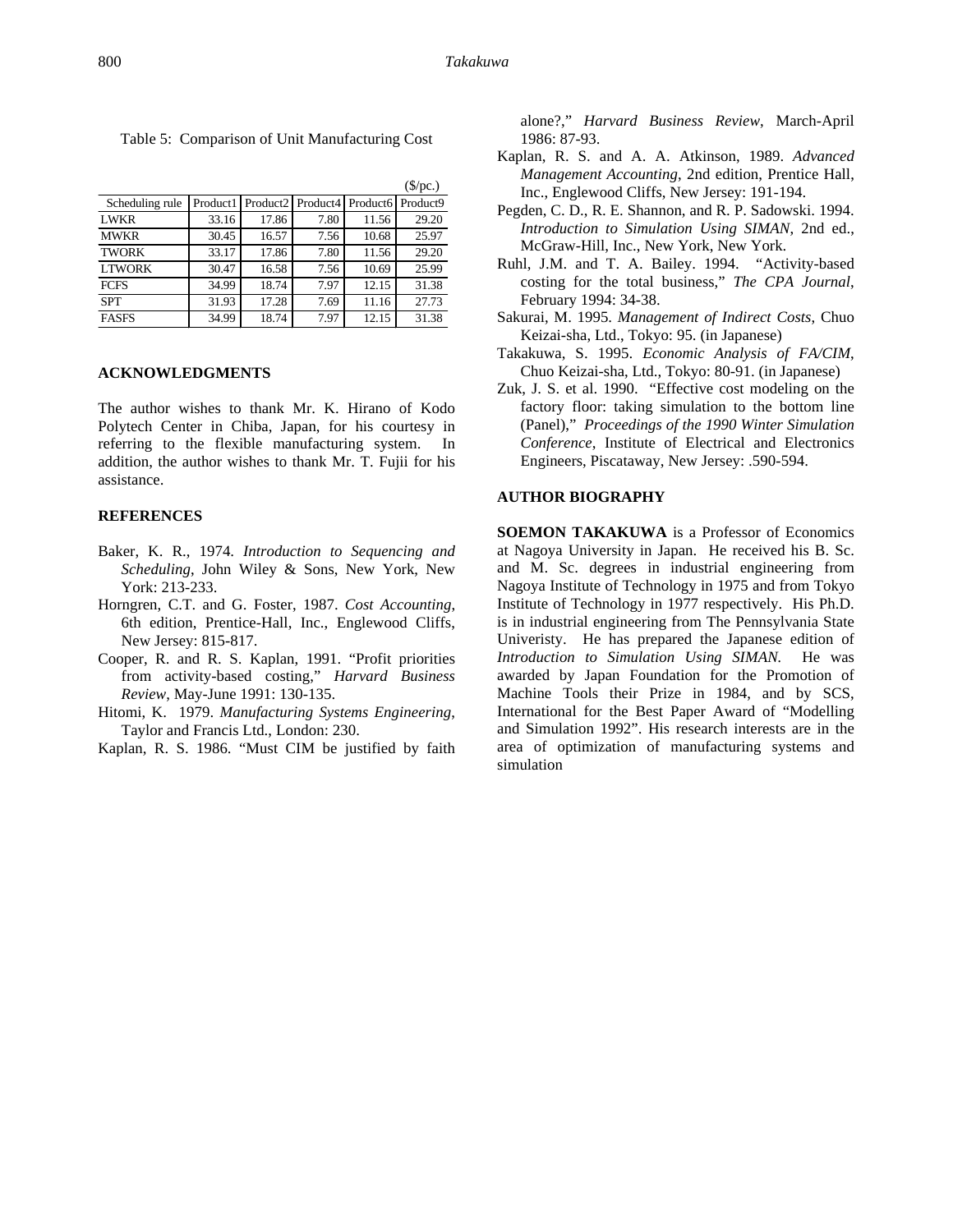Table 5: Comparison of Unit Manufacturing Cost

($/pc.)

| Scheduling rule | Product1 | Product2 | Product4 | Product6 | Product9 |
|---|---|---|---|---|---|
| LWKR | 33.16 | 17.86 | 7.80 | 11.56 | 29.20 |
| MWKR | 30.45 | 16.57 | 7.56 | 10.68 | 25.97 |
| TWORK | 33.17 | 17.86 | 7.80 | 11.56 | 29.20 |
| LTWORK | 30.47 | 16.58 | 7.56 | 10.69 | 25.99 |
| FCFS | 34.99 | 18.74 | 7.97 | 12.15 | 31.38 |
| SPT | 31.93 | 17.28 | 7.69 | 11.16 | 27.73 |
| FASFS | 34.99 | 18.74 | 7.97 | 12.15 | 31.38 |

## ACKNOWLEDGMENTS

The author wishes to thank Mr. K. Hirano of Kodo Polytech Center in Chiba, Japan, for his courtesy in referring to the flexible manufacturing system. In addition, the author wishes to thank Mr. T. Fujii for his assistance.

## REFERENCES

Baker, K. R., 1974. *Introduction to Sequencing and Scheduling*, John Wiley & Sons, New York, New York: 213-233.

Horngren, C.T. and G. Foster, 1987. *Cost Accounting*, 6th edition, Prentice-Hall, Inc., Englewood Cliffs, New Jersey: 815-817.

Cooper, R. and R. S. Kaplan, 1991. "Profit priorities from activity-based costing," *Harvard Business Review*, May-June 1991: 130-135.

Hitomi, K. 1979. *Manufacturing Systems Engineering*, Taylor and Francis Ltd., London: 230.

Kaplan, R. S. 1986. "Must CIM be justified by faith alone?," *Harvard Business Review*, March-April 1986: 87-93.

Kaplan, R. S. and A. A. Atkinson, 1989. *Advanced Management Accounting*, 2nd edition, Prentice Hall, Inc., Englewood Cliffs, New Jersey: 191-194.

Pegden, C. D., R. E. Shannon, and R. P. Sadowski. 1994. *Introduction to Simulation Using SIMAN*, 2nd ed., McGraw-Hill, Inc., New York, New York.

Ruhl, J.M. and T. A. Bailey. 1994. "Activity-based costing for the total business," *The CPA Journal*, February 1994: 34-38.

Sakurai, M. 1995. *Management of Indirect Costs*, Chuo Keizai-sha, Ltd., Tokyo: 95. (in Japanese)

Takakuwa, S. 1995. *Economic Analysis of FA/CIM*, Chuo Keizai-sha, Ltd., Tokyo: 80-91. (in Japanese)

Zuk, J. S. et al. 1990. "Effective cost modeling on the factory floor: taking simulation to the bottom line (Panel)," *Proceedings of the 1990 Winter Simulation Conference*, Institute of Electrical and Electronics Engineers, Piscataway, New Jersey: .590-594.

## AUTHOR BIOGRAPHY

**SOEMON TAKAKUWA** is a Professor of Economics at Nagoya University in Japan. He received his B. Sc. and M. Sc. degrees in industrial engineering from Nagoya Institute of Technology in 1975 and from Tokyo Institute of Technology in 1977 respectively. His Ph.D. is in industrial engineering from The Pennsylvania State Univeristy. He has prepared the Japanese edition of *Introduction to Simulation Using SIMAN.* He was awarded by Japan Foundation for the Promotion of Machine Tools their Prize in 1984, and by SCS, International for the Best Paper Award of "Modelling and Simulation 1992". His research interests are in the area of optimization of manufacturing systems and simulation